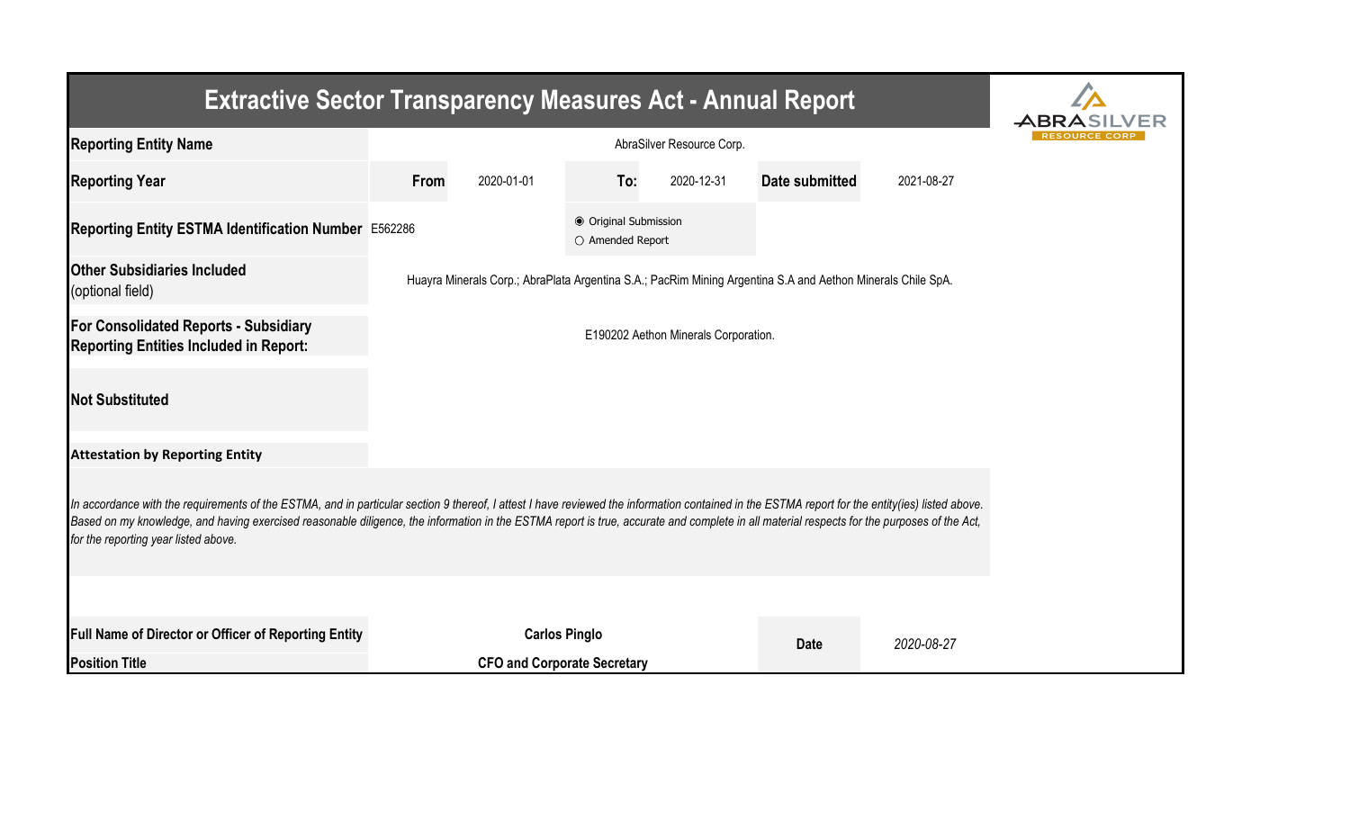# Extractive Sector Transparency Measures Act - Annual Report

| | | | | | | |
|---|---|---|---|---|---|---|
| **Reporting Entity Name** | AbraSilver Resource Corp. | | | | | |
| **Reporting Year** | **From** | 2020-01-01 | **To:** | 2020-12-31 | **Date submitted** | 2021-08-27 |
| **Reporting Entity ESTMA Identification Number** | E562286 | | ◉ Original Submission ○ Amended Report | | | |
| **Other Subsidiaries Included** (optional field) | Huayra Minerals Corp.; AbraPlata Argentina S.A.; PacRim Mining Argentina S.A and Aethon Minerals Chile SpA. | | | | | |
| **For Consolidated Reports - Subsidiary Reporting Entities Included in Report:** | E190202 Aethon Minerals Corporation. | | | | | |
| **Not Substituted** | | | | | | |

**Attestation by Reporting Entity**

*In accordance with the requirements of the ESTMA, and in particular section 9 thereof, I attest I have reviewed the information contained in the ESTMA report for the entity(ies) listed above. Based on my knowledge, and having exercised reasonable diligence, the information in the ESTMA report is true, accurate and complete in all material respects for the purposes of the Act, for the reporting year listed above.*

| | | | |
|---|---|---|---|
| **Full Name of Director or Officer of Reporting Entity** | **Carlos Pinglo** | **Date** | *2020-08-27* |
| **Position Title** | **CFO and Corporate Secretary** | | |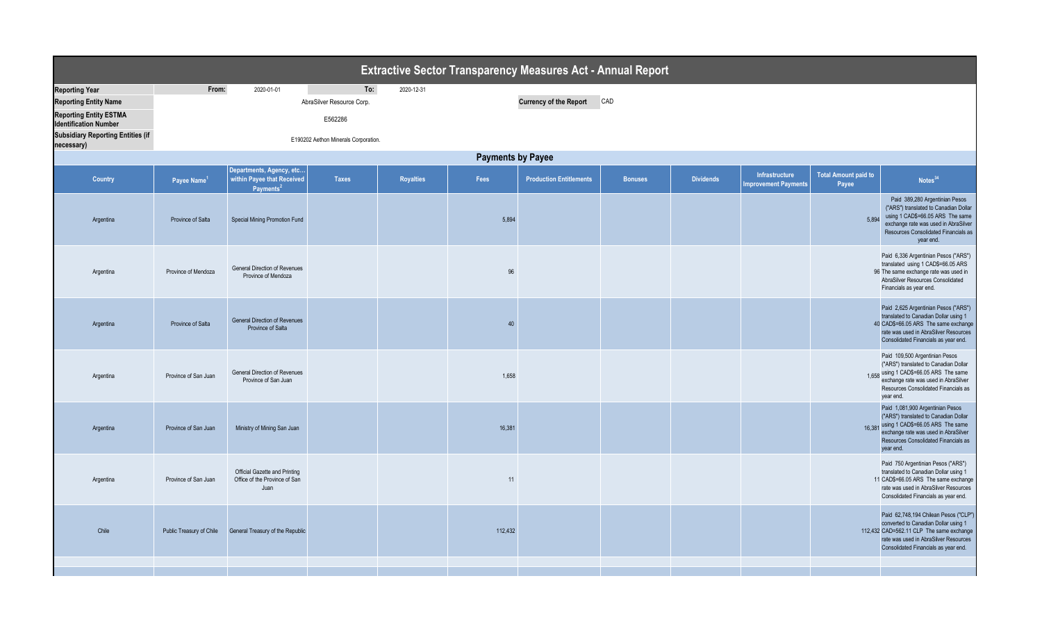# Extractive Sector Transparency Measures Act - Annual Report

| | | | | |
|---|---|---|---|---|
| **Reporting Year** | From: | 2020-01-01 | To: | 2020-12-31 |
| **Reporting Entity Name** | AbraSilver Resource Corp. | | **Currency of the Report** | CAD |
| **Reporting Entity ESTMA Identification Number** | E562286 | | | |
| **Subsidiary Reporting Entities (if necessary)** | E190202 Aethon Minerals Corporation. | | | |

## Payments by Payee

| Country | Payee Name[1] | Departments, Agency, etc... within Payee that Received Payments[2] | Taxes | Royalties | Fees | Production Entitlements | Bonuses | Dividends | Infrastructure Improvement Payments | Total Amount paid to Payee | Notes[34] |
|---|---|---|---|---|---|---|---|---|---|---|---|
| Argentina | Province of Salta | Special Mining Promotion Fund | | | 5,894 | | | | | 5,894 | Paid 389,280 Argentinian Pesos ("ARS") translated to Canadian Dollar using 1 CAD$=66.05 ARS The same exchange rate was used in AbraSilver Resources Consolidated Financials as year end. |
| Argentina | Province of Mendoza | General Direction of Revenues Province of Mendoza | | | 96 | | | | | 96 | Paid 6,336 Argentinian Pesos ("ARS") translated using 1 CAD$=66.05 ARS The same exchange rate was used in AbraSilver Resources Consolidated Financials as year end. |
| Argentina | Province of Salta | General Direction of Revenues Province of Salta | | | 40 | | | | | 40 | Paid 2,625 Argentinian Pesos ("ARS") translated to Canadian Dollar using 1 CAD$=66.05 ARS The same exchange rate was used in AbraSilver Resources Consolidated Financials as year end. |
| Argentina | Province of San Juan | General Direction of Revenues Province of San Juan | | | 1,658 | | | | | 1,658 | Paid 109,500 Argentinian Pesos ("ARS") translated to Canadian Dollar using 1 CAD$=66.05 ARS The same exchange rate was used in AbraSilver Resources Consolidated Financials as year end. |
| Argentina | Province of San Juan | Ministry of Mining San Juan | | | 16,381 | | | | | 16,381 | Paid 1,081,900 Argentinian Pesos ("ARS") translated to Canadian Dollar using 1 CAD$=66.05 ARS The same exchange rate was used in AbraSilver Resources Consolidated Financials as year end. |
| Argentina | Province of San Juan | Official Gazette and Printing Office of the Province of San Juan | | | 11 | | | | | 11 | Paid 750 Argentinian Pesos ("ARS") translated to Canadian Dollar using 1 CAD$=66.05 ARS The same exchange rate was used in AbraSilver Resources Consolidated Financials as year end. |
| Chile | Public Treasury of Chile | General Treasury of the Republic | | | 112,432 | | | | | 112,432 | Paid 62,748,194 Chilean Pesos ("CLP") converted to Canadian Dollar using 1 CAD=562.11 CLP The same exchange rate was used in AbraSilver Resources Consolidated Financials as year end. |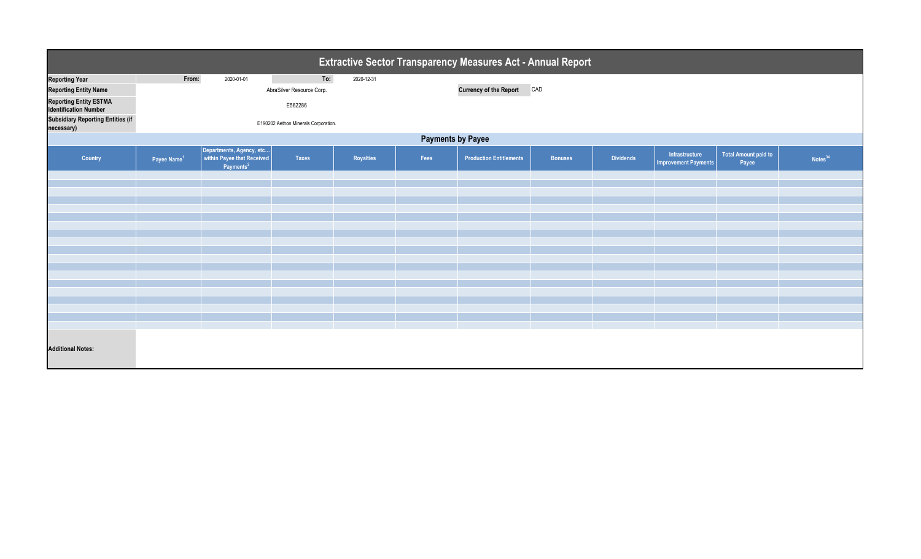# Extractive Sector Transparency Measures Act - Annual Report

| | | | | |
|---|---|---|---|---|
| **Reporting Year** | From: | 2020-01-01 | To: | 2020-12-31 |
| **Reporting Entity Name** | AbraSilver Resource Corp. | | **Currency of the Report** | CAD |
| **Reporting Entity ESTMA Identification Number** | E562286 | | | |
| **Subsidiary Reporting Entities (if necessary)** | E190202 Aethon Minerals Corporation. | | | |

## Payments by Payee

| Country | Payee Name[1] | Departments, Agency, etc... within Payee that Received Payments[2] | Taxes | Royalties | Fees | Production Entitlements | Bonuses | Dividends | Infrastructure Improvement Payments | Total Amount paid to Payee | Notes[34] |
|---|---|---|---|---|---|---|---|---|---|---|---|
| | | | | | | | | | | | |

**Additional Notes:**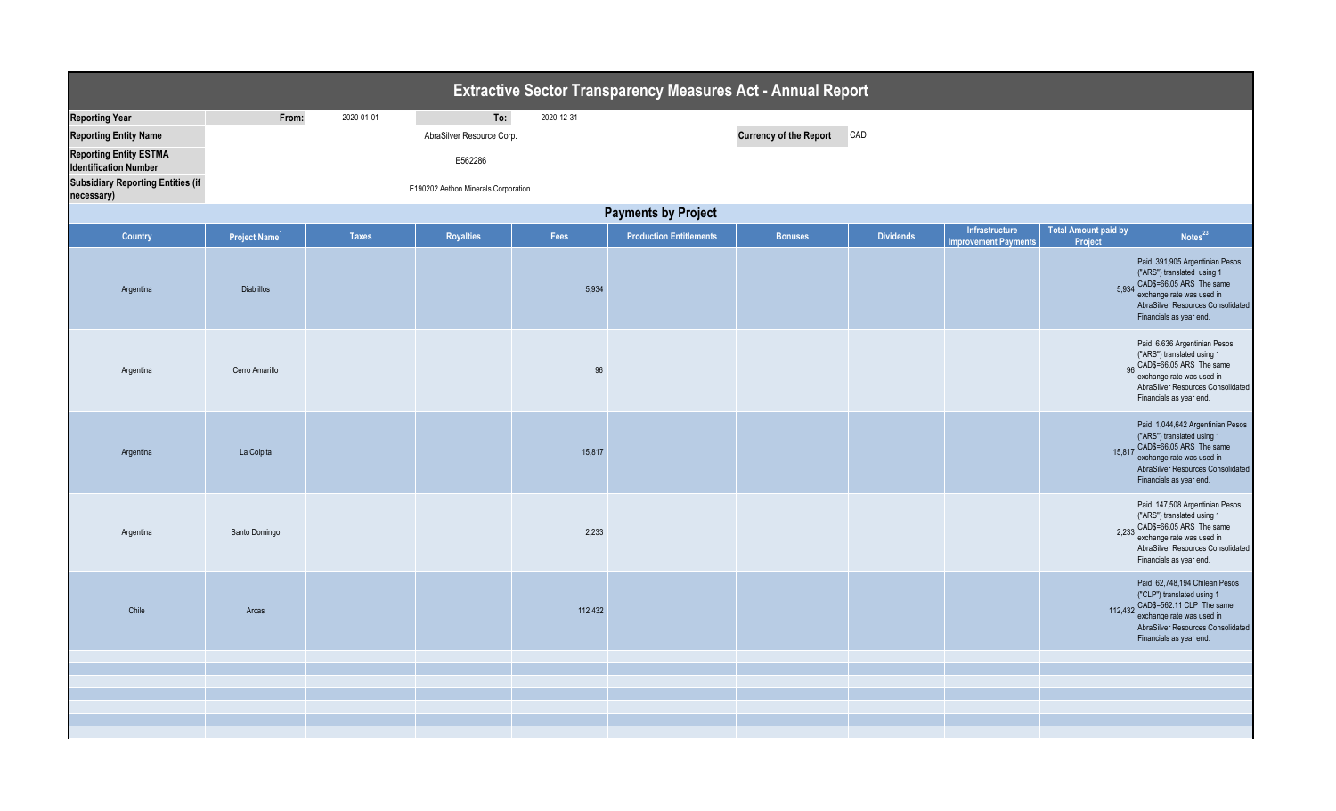# Extractive Sector Transparency Measures Act - Annual Report

| | | | | |
|---|---|---|---|---|
| **Reporting Year** | **From:** | 2020-01-01 | **To:** | 2020-12-31 |
| **Reporting Entity Name** | AbraSilver Resource Corp. | | **Currency of the Report** | CAD |
| **Reporting Entity ESTMA Identification Number** | E562286 | | | |
| **Subsidiary Reporting Entities (if necessary)** | E190202 Aethon Minerals Corporation. | | | |

## Payments by Project

| Country | Project Name[1] | Taxes | Royalties | Fees | Production Entitlements | Bonuses | Dividends | Infrastructure Improvement Payments | Total Amount paid by Project | Notes[23] |
|---|---|---|---|---|---|---|---|---|---|---|
| Argentina | Diablillos | | | 5,934 | | | | | 5,934 | Paid 391,905 Argentinian Pesos ("ARS") translated using 1 CAD$=66.05 ARS The same exchange rate was used in AbraSilver Resources Consolidated Financials as year end. |
| Argentina | Cerro Amarillo | | | 96 | | | | | 96 | Paid 6.636 Argentinian Pesos ("ARS") translated using 1 CAD$=66.05 ARS The same exchange rate was used in AbraSilver Resources Consolidated Financials as year end. |
| Argentina | La Coipita | | | 15,817 | | | | | 15,817 | Paid 1,044,642 Argentinian Pesos ("ARS") translated using 1 CAD$=66.05 ARS The same exchange rate was used in AbraSilver Resources Consolidated Financials as year end. |
| Argentina | Santo Domingo | | | 2,233 | | | | | 2,233 | Paid 147,508 Argentinian Pesos ("ARS") translated using 1 CAD$=66.05 ARS The same exchange rate was used in AbraSilver Resources Consolidated Financials as year end. |
| Chile | Arcas | | | 112,432 | | | | | 112,432 | Paid 62,748,194 Chilean Pesos ("CLP") translated using 1 CAD$=562.11 CLP The same exchange rate was used in AbraSilver Resources Consolidated Financials as year end. |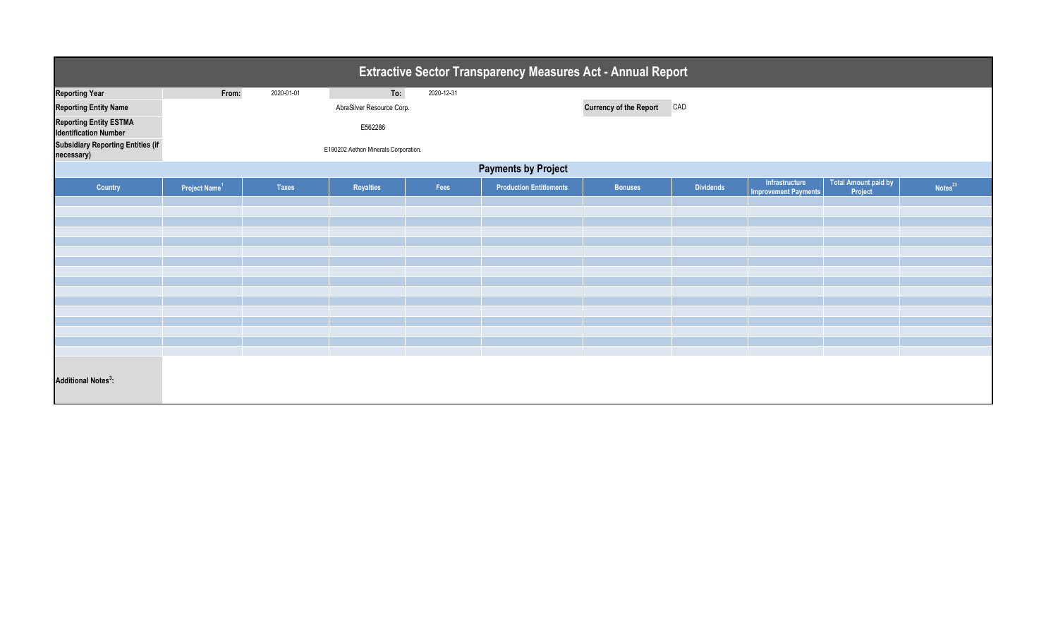# Extractive Sector Transparency Measures Act - Annual Report

| | | | | | |
|---|---|---|---|---|---|
| **Reporting Year** | **From:** | 2020-01-01 | **To:** | 2020-12-31 | |
| **Reporting Entity Name** | AbraSilver Resource Corp. | | | **Currency of the Report** | CAD |
| **Reporting Entity ESTMA Identification Number** | E562286 | | | | |
| **Subsidiary Reporting Entities (if necessary)** | E190202 Aethon Minerals Corporation. | | | | |

## Payments by Project

| Country | Project Name[1] | Taxes | Royalties | Fees | Production Entitlements | Bonuses | Dividends | Infrastructure Improvement Payments | Total Amount paid by Project | Notes[23] |
|---|---|---|---|---|---|---|---|---|---|---|
| | | | | | | | | | | |
| | | | | | | | | | | |
| | | | | | | | | | | |
| | | | | | | | | | | |
| | | | | | | | | | | |
| | | | | | | | | | | |
| | | | | | | | | | | |
| | | | | | | | | | | |
| | | | | | | | | | | |
| | | | | | | | | | | |
| | | | | | | | | | | |
| | | | | | | | | | | |
| | | | | | | | | | | |
| | | | | | | | | | | |
| | | | | | | | | | | |
| | | | | | | | | | | |

**Additional Notes[3]:**